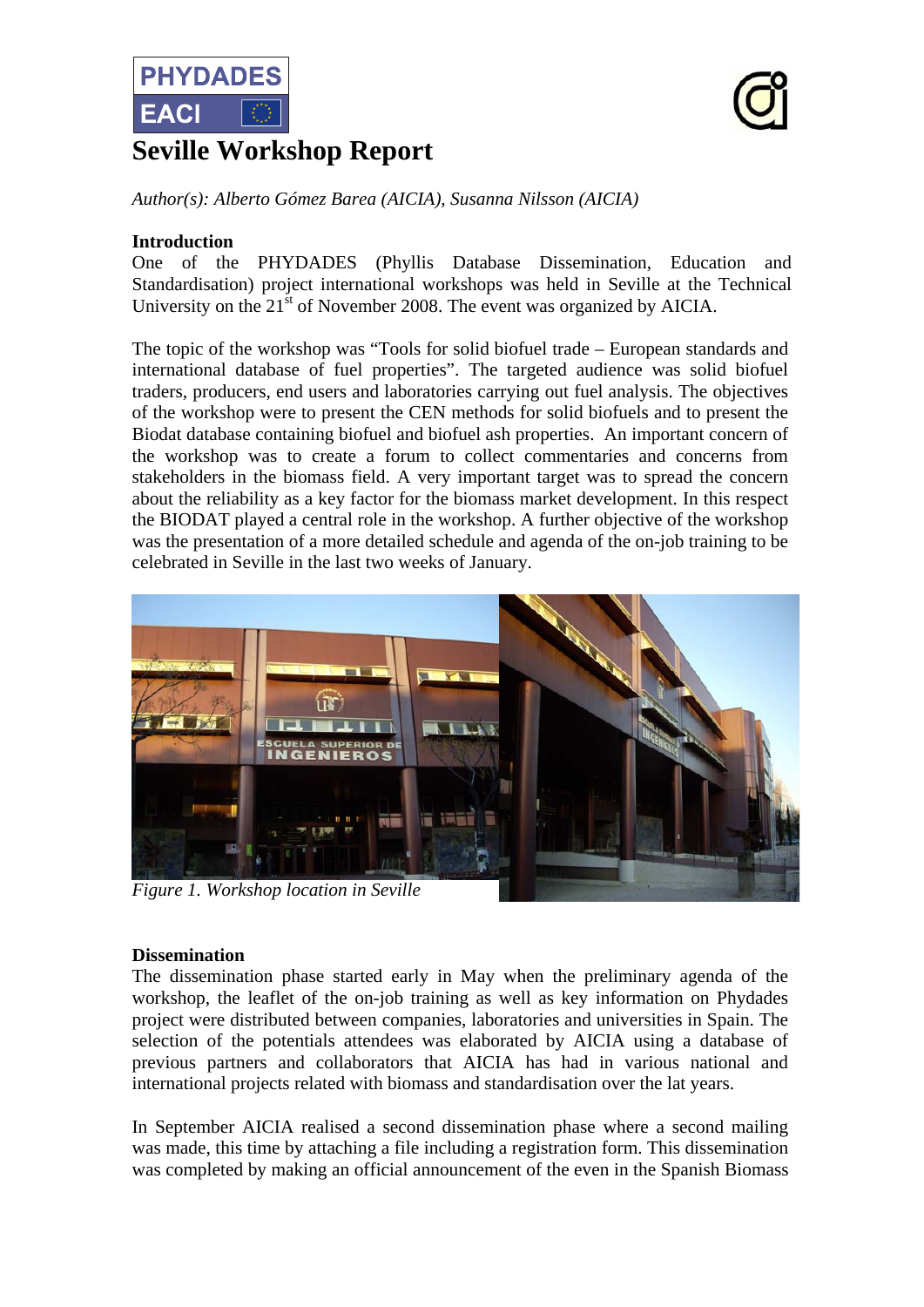# Seville Workshop Report

*Author(s): Alberto Gómez Barea (AICIA), Susanna Nilsson (AICIA)*

**Introduction**

One of the PHYDADES (Phyllis Database Dissemination, Education and Standardisation) project international workshops was held in Seville at the Technical University on the 21st of November 2008. The event was organized by AICIA.

The topic of the workshop was "Tools for solid biofuel trade – European standards and international database of fuel properties". The targeted audience was solid biofuel traders, producers, end users and laboratories carrying out fuel analysis. The objectives of the workshop were to present the CEN methods for solid biofuels and to present the Biodat database containing biofuel and biofuel ash properties. An important concern of the workshop was to create a forum to collect commentaries and concerns from stakeholders in the biomass field. A very important target was to spread the concern about the reliability as a key factor for the biomass market development. In this respect the BIODAT played a central role in the workshop. A further objective of the workshop was the presentation of a more detailed schedule and agenda of the on-job training to be celebrated in Seville in the last two weeks of January.

*Figure 1. Workshop location in Seville*

**Dissemination**

The dissemination phase started early in May when the preliminary agenda of the workshop, the leaflet of the on-job training as well as key information on Phydades project were distributed between companies, laboratories and universities in Spain. The selection of the potentials attendees was elaborated by AICIA using a database of previous partners and collaborators that AICIA has had in various national and international projects related with biomass and standardisation over the lat years.

In September AICIA realised a second dissemination phase where a second mailing was made, this time by attaching a file including a registration form. This dissemination was completed by making an official announcement of the even in the Spanish Biomass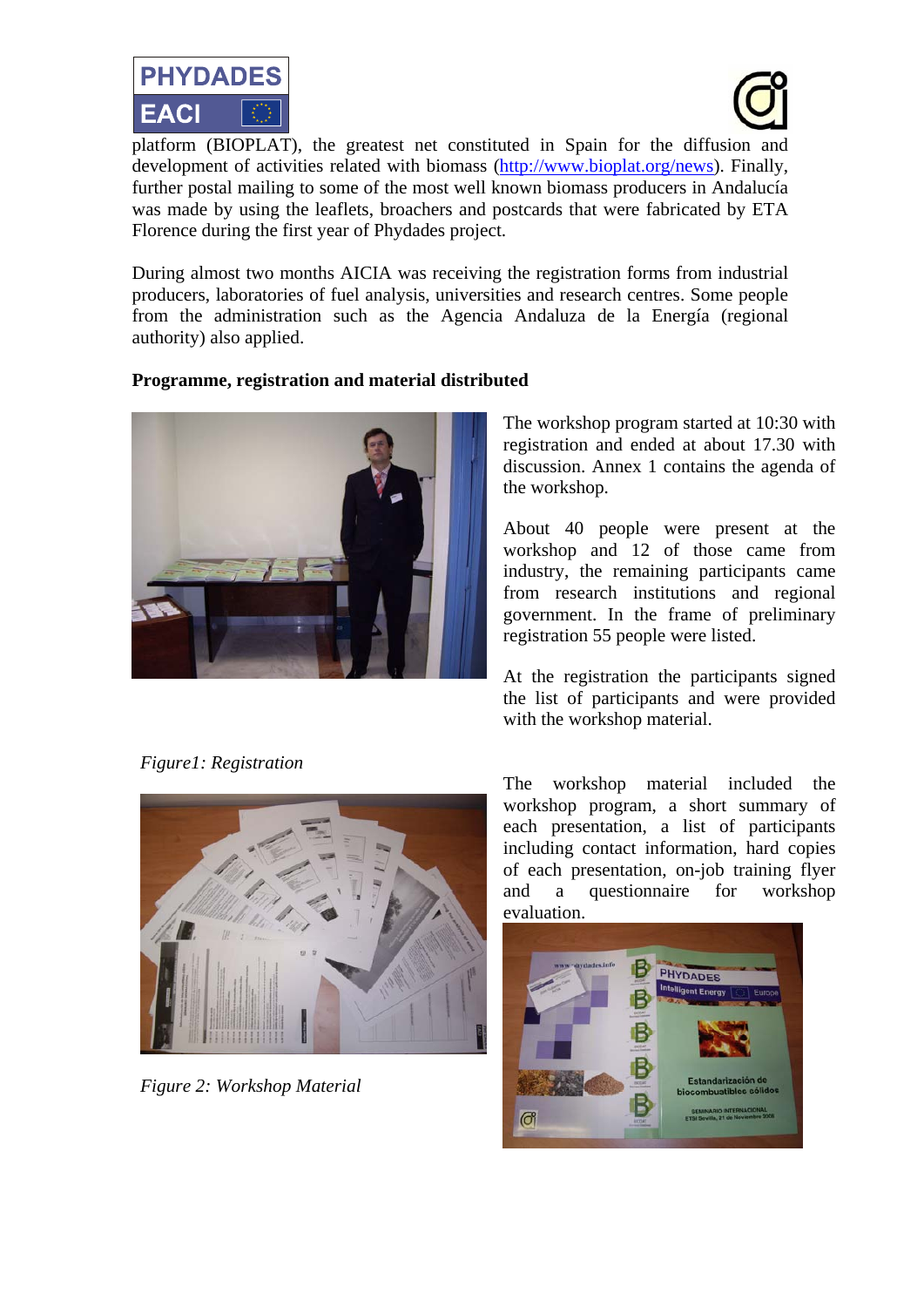platform (BIOPLAT), the greatest net constituted in Spain for the diffusion and development of activities related with biomass (http://www.bioplat.org/news). Finally, further postal mailing to some of the most well known biomass producers in Andalucía was made by using the leaflets, broachers and postcards that were fabricated by ETA Florence during the first year of Phydades project.

During almost two months AICIA was receiving the registration forms from industrial producers, laboratories of fuel analysis, universities and research centres. Some people from the administration such as the Agencia Andaluza de la Energía (regional authority) also applied.

**Programme, registration and material distributed**

The workshop program started at 10:30 with registration and ended at about 17.30 with discussion. Annex 1 contains the agenda of the workshop.

About 40 people were present at the workshop and 12 of those came from industry, the remaining participants came from research institutions and regional government. In the frame of preliminary registration 55 people were listed.

At the registration the participants signed the list of participants and were provided with the workshop material.

*Figure1: Registration*

The workshop material included the workshop program, a short summary of each presentation, a list of participants including contact information, hard copies of each presentation, on-job training flyer and a questionnaire for workshop evaluation.

*Figure 2: Workshop Material*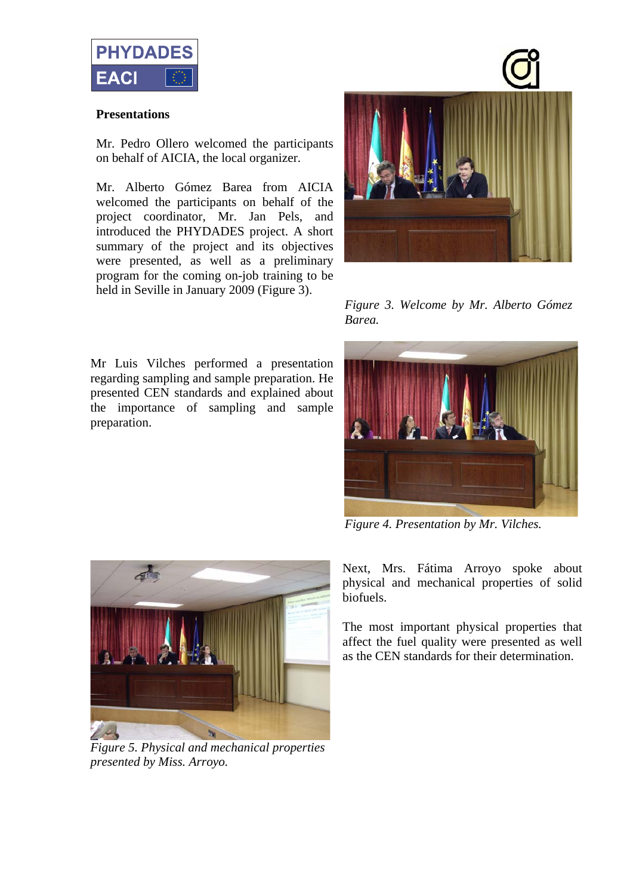**Presentations**

Mr. Pedro Ollero welcomed the participants on behalf of AICIA, the local organizer.

Mr. Alberto Gómez Barea from AICIA welcomed the participants on behalf of the project coordinator, Mr. Jan Pels, and introduced the PHYDADES project. A short summary of the project and its objectives were presented, as well as a preliminary program for the coming on-job training to be held in Seville in January 2009 (Figure 3).

*Figure 3. Welcome by Mr. Alberto Gómez Barea.*

Mr Luis Vilches performed a presentation regarding sampling and sample preparation. He presented CEN standards and explained about the importance of sampling and sample preparation.

*Figure 4. Presentation by Mr. Vilches.*

Next, Mrs. Fátima Arroyo spoke about physical and mechanical properties of solid biofuels.

The most important physical properties that affect the fuel quality were presented as well as the CEN standards for their determination.

*Figure 5. Physical and mechanical properties presented by Miss. Arroyo.*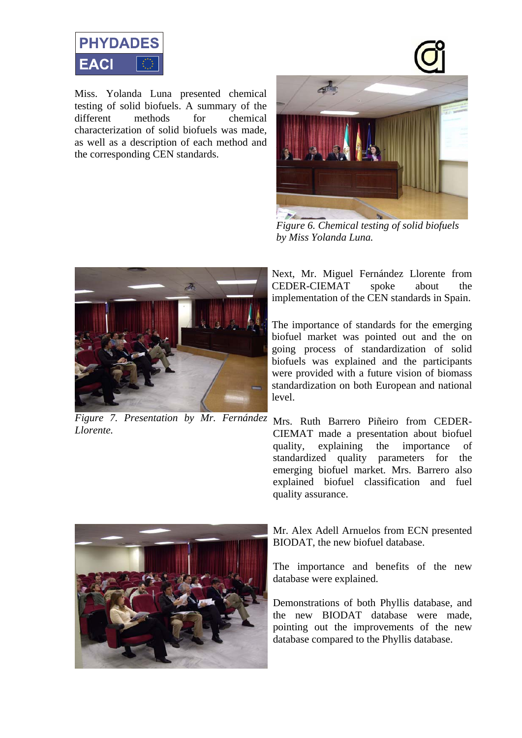Miss. Yolanda Luna presented chemical testing of solid biofuels. A summary of the different methods for chemical characterization of solid biofuels was made, as well as a description of each method and the corresponding CEN standards.

*Figure 6. Chemical testing of solid biofuels by Miss Yolanda Luna.*

Next, Mr. Miguel Fernández Llorente from CEDER-CIEMAT spoke about the implementation of the CEN standards in Spain.

The importance of standards for the emerging biofuel market was pointed out and the on going process of standardization of solid biofuels was explained and the participants were provided with a future vision of biomass standardization on both European and national level.

*Figure 7. Presentation by Mr. Fernández Llorente.*

Mrs. Ruth Barrero Piñeiro from CEDER-CIEMAT made a presentation about biofuel quality, explaining the importance of standardized quality parameters for the emerging biofuel market. Mrs. Barrero also explained biofuel classification and fuel quality assurance.

Mr. Alex Adell Arnuelos from ECN presented BIODAT, the new biofuel database.

The importance and benefits of the new database were explained.

Demonstrations of both Phyllis database, and the new BIODAT database were made, pointing out the improvements of the new database compared to the Phyllis database.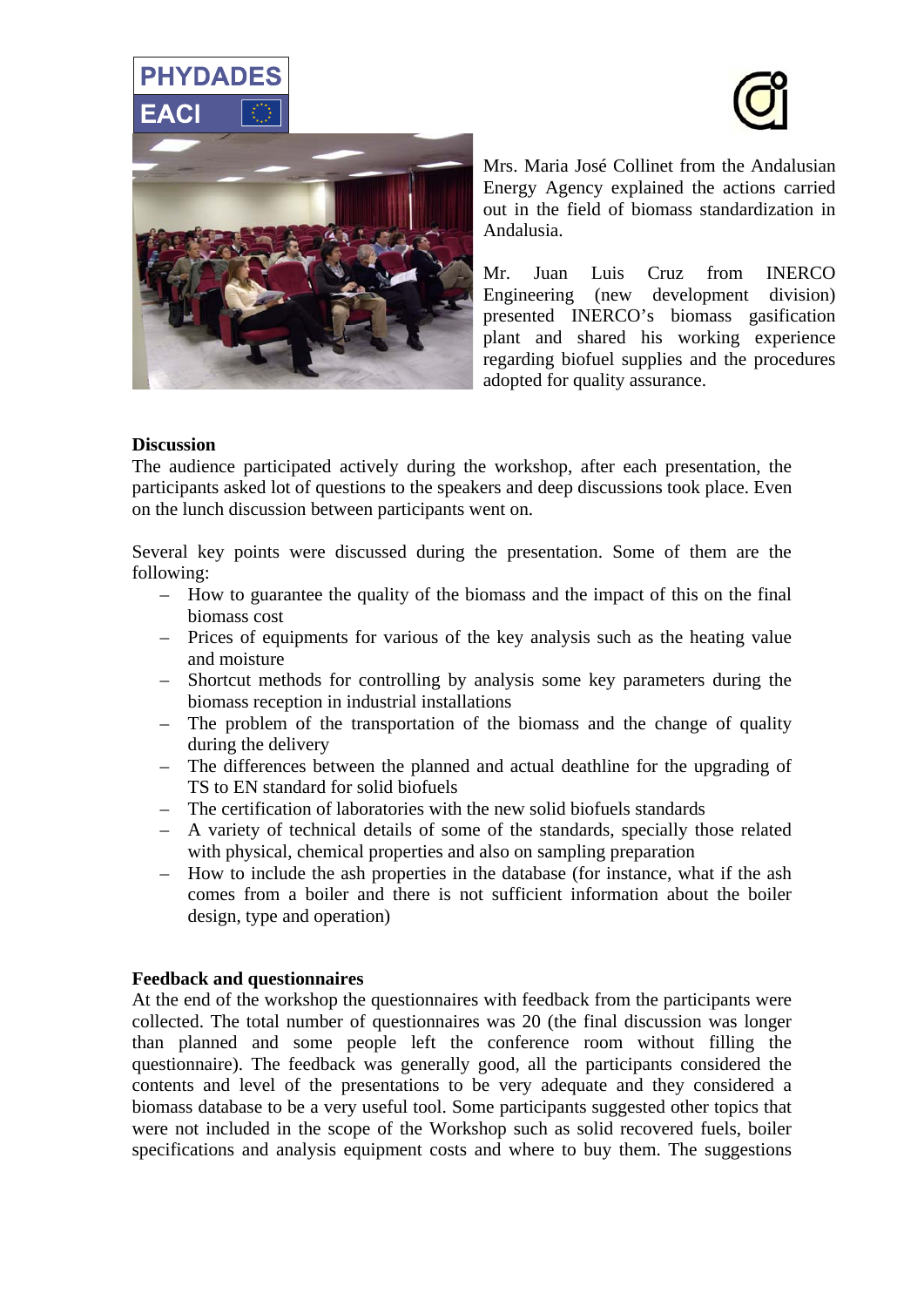Mrs. Maria José Collinet from the Andalusian Energy Agency explained the actions carried out in the field of biomass standardization in Andalusia.

Mr. Juan Luis Cruz from INERCO Engineering (new development division) presented INERCO's biomass gasification plant and shared his working experience regarding biofuel supplies and the procedures adopted for quality assurance.

**Discussion**

The audience participated actively during the workshop, after each presentation, the participants asked lot of questions to the speakers and deep discussions took place. Even on the lunch discussion between participants went on.

Several key points were discussed during the presentation. Some of them are the following:

- How to guarantee the quality of the biomass and the impact of this on the final biomass cost
- Prices of equipments for various of the key analysis such as the heating value and moisture
- Shortcut methods for controlling by analysis some key parameters during the biomass reception in industrial installations
- The problem of the transportation of the biomass and the change of quality during the delivery
- The differences between the planned and actual deathline for the upgrading of TS to EN standard for solid biofuels
- The certification of laboratories with the new solid biofuels standards
- A variety of technical details of some of the standards, specially those related with physical, chemical properties and also on sampling preparation
- How to include the ash properties in the database (for instance, what if the ash comes from a boiler and there is not sufficient information about the boiler design, type and operation)

**Feedback and questionnaires**

At the end of the workshop the questionnaires with feedback from the participants were collected. The total number of questionnaires was 20 (the final discussion was longer than planned and some people left the conference room without filling the questionnaire). The feedback was generally good, all the participants considered the contents and level of the presentations to be very adequate and they considered a biomass database to be a very useful tool. Some participants suggested other topics that were not included in the scope of the Workshop such as solid recovered fuels, boiler specifications and analysis equipment costs and where to buy them. The suggestions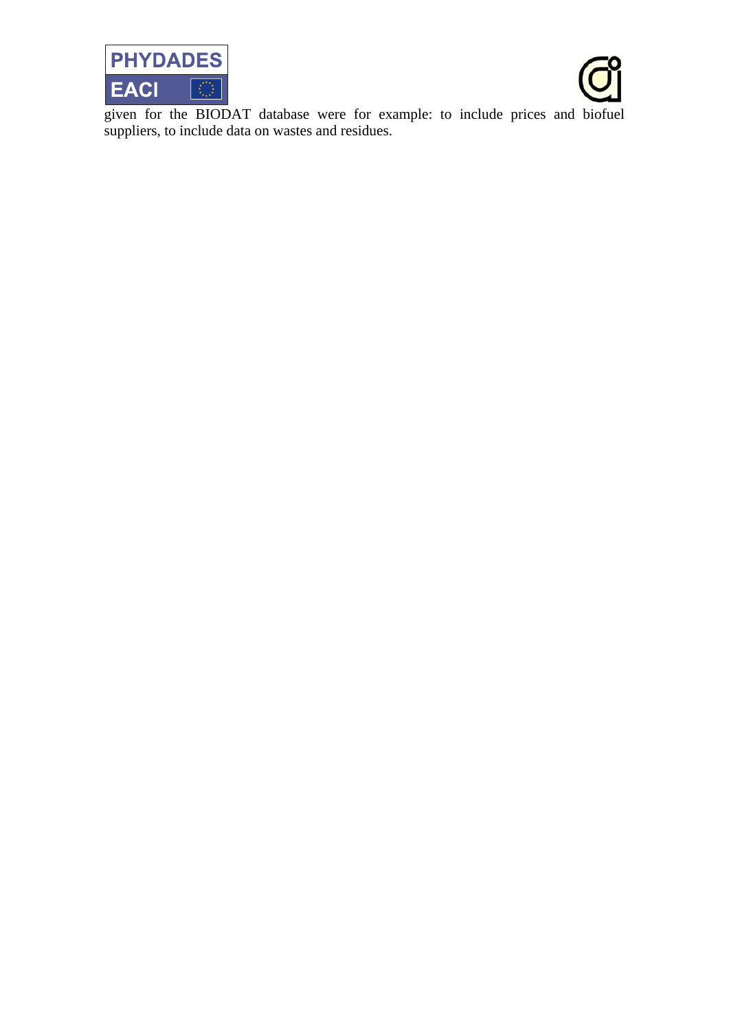given for the BIODAT database were for example: to include prices and biofuel suppliers, to include data on wastes and residues.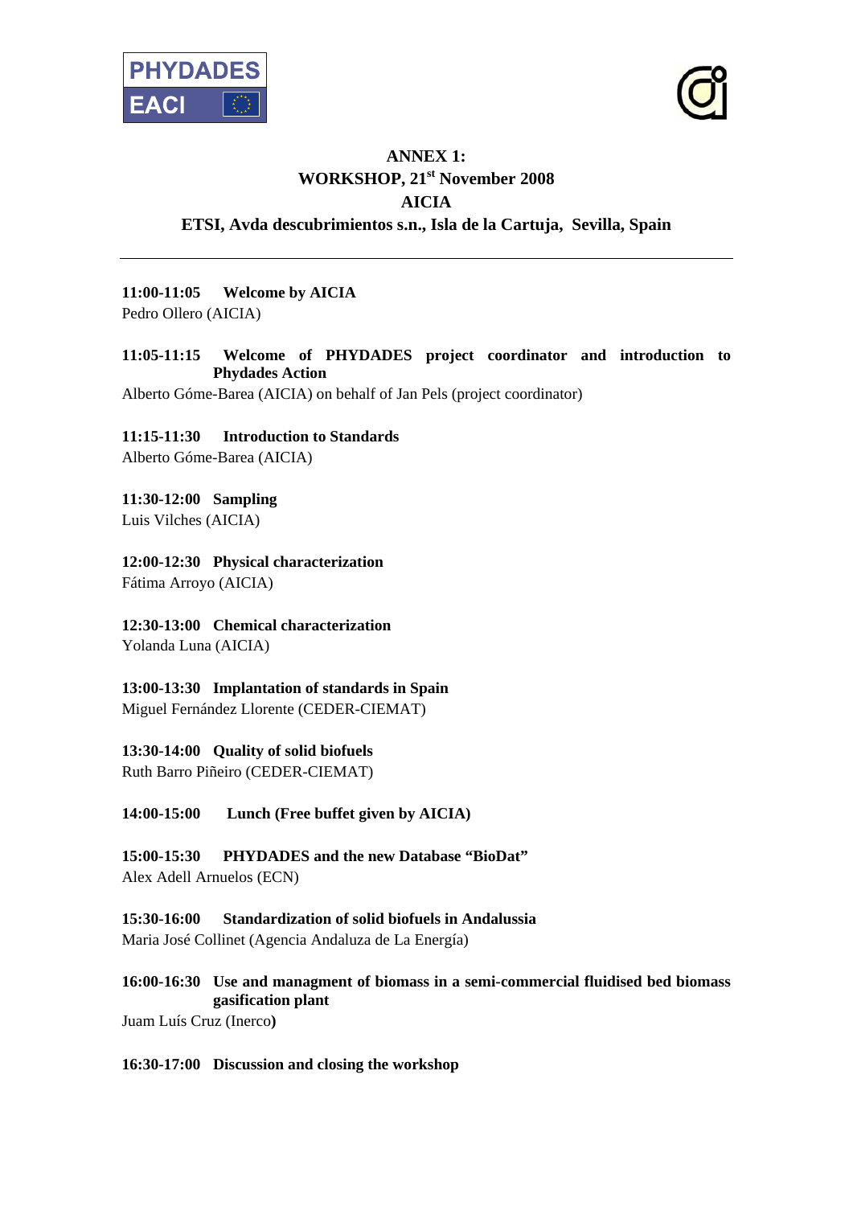# ANNEX 1:
# WORKSHOP, 21st November 2008
# AICIA
# ETSI, Avda descubrimientos s.n., Isla de la Cartuja, Sevilla, Spain

---

**11:00-11:05 Welcome by AICIA**
Pedro Ollero (AICIA)

**11:05-11:15 Welcome of PHYDADES project coordinator and introduction to Phydades Action**
Alberto Góme-Barea (AICIA) on behalf of Jan Pels (project coordinator)

**11:15-11:30 Introduction to Standards**
Alberto Góme-Barea (AICIA)

**11:30-12:00 Sampling**
Luis Vilches (AICIA)

**12:00-12:30 Physical characterization**
Fátima Arroyo (AICIA)

**12:30-13:00 Chemical characterization**
Yolanda Luna (AICIA)

**13:00-13:30 Implantation of standards in Spain**
Miguel Fernández Llorente (CEDER-CIEMAT)

**13:30-14:00 Quality of solid biofuels**
Ruth Barro Piñeiro (CEDER-CIEMAT)

**14:00-15:00 Lunch (Free buffet given by AICIA)**

**15:00-15:30 PHYDADES and the new Database "BioDat"**
Alex Adell Arnuelos (ECN)

**15:30-16:00 Standardization of solid biofuels in Andalussia**
Maria José Collinet (Agencia Andaluza de La Energía)

**16:00-16:30 Use and managment of biomass in a semi-commercial fluidised bed biomass gasification plant**
Juam Luís Cruz (Inerco**)**

**16:30-17:00 Discussion and closing the workshop**